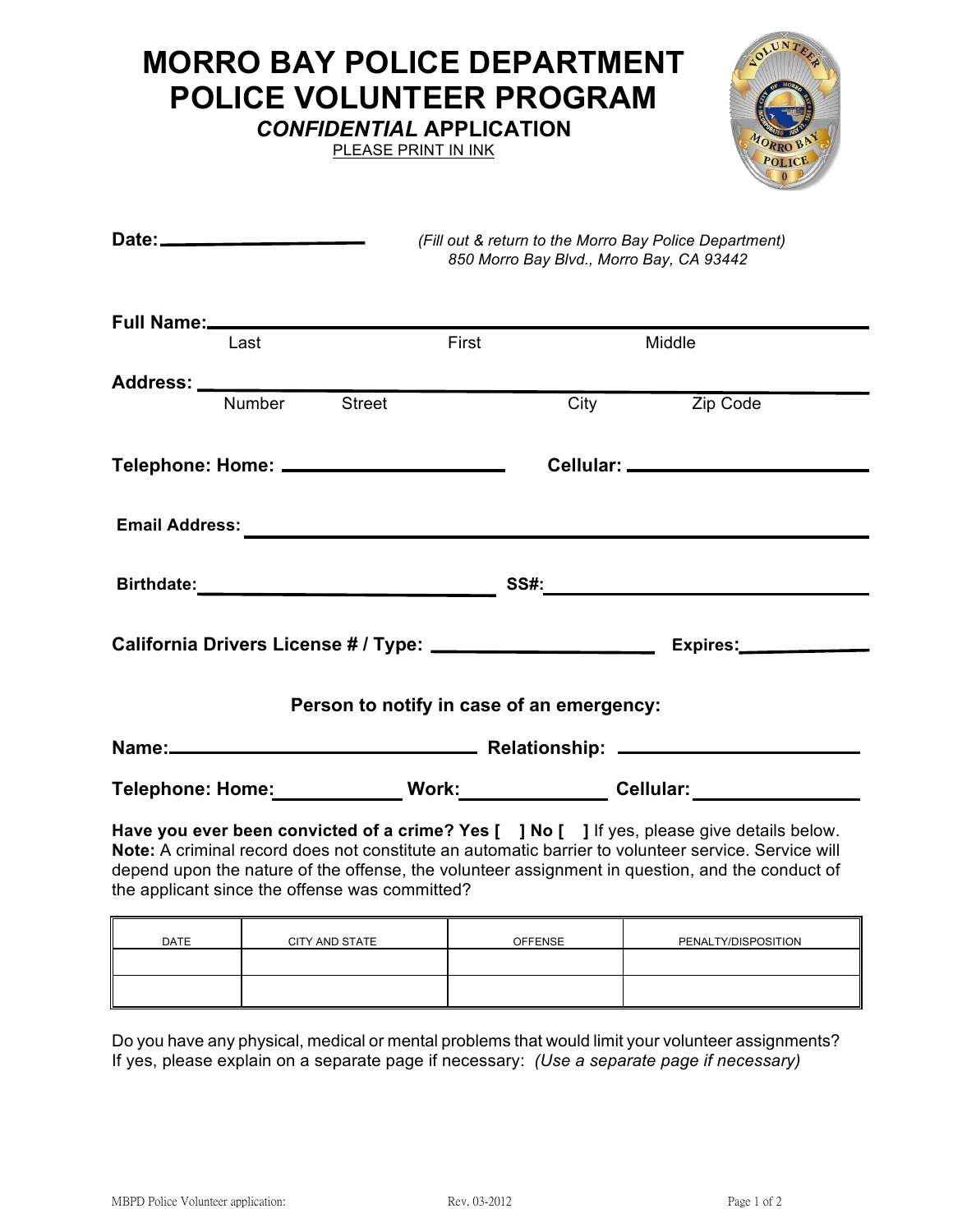# MORRO BAY POLICE DEPARTMENT
# POLICE VOLUNTEER PROGRAM
## *CONFIDENTIAL* APPLICATION

PLEASE PRINT IN INK

**Date:** ____________________

*(Fill out & return to the Morro Bay Police Department)*
*850 Morro Bay Blvd., Morro Bay, CA 93442*

**Full Name:** ______________________________________________
Last First Middle

**Address:** ______________________________________________
Number Street City Zip Code

**Telephone: Home:** ____________________ **Cellular:** ____________________

**Email Address:** ______________________________________________

**Birthdate:** ____________________ **SS#:** ____________________

**California Drivers License # / Type:** ____________________ **Expires:** ____________

**Person to notify in case of an emergency:**

**Name:** ____________________ **Relationship:** ____________________

**Telephone: Home:** ____________ **Work:** ____________ **Cellular:** ____________

**Have you ever been convicted of a crime? Yes [ ] No [ ]** If yes, please give details below.
**Note:** A criminal record does not constitute an automatic barrier to volunteer service. Service will depend upon the nature of the offense, the volunteer assignment in question, and the conduct of the applicant since the offense was committed?

| DATE | CITY AND STATE | OFFENSE | PENALTY/DISPOSITION |
|---|---|---|---|
| | | | |
| | | | |

Do you have any physical, medical or mental problems that would limit your volunteer assignments? If yes, please explain on a separate page if necessary: *(Use a separate page if necessary)*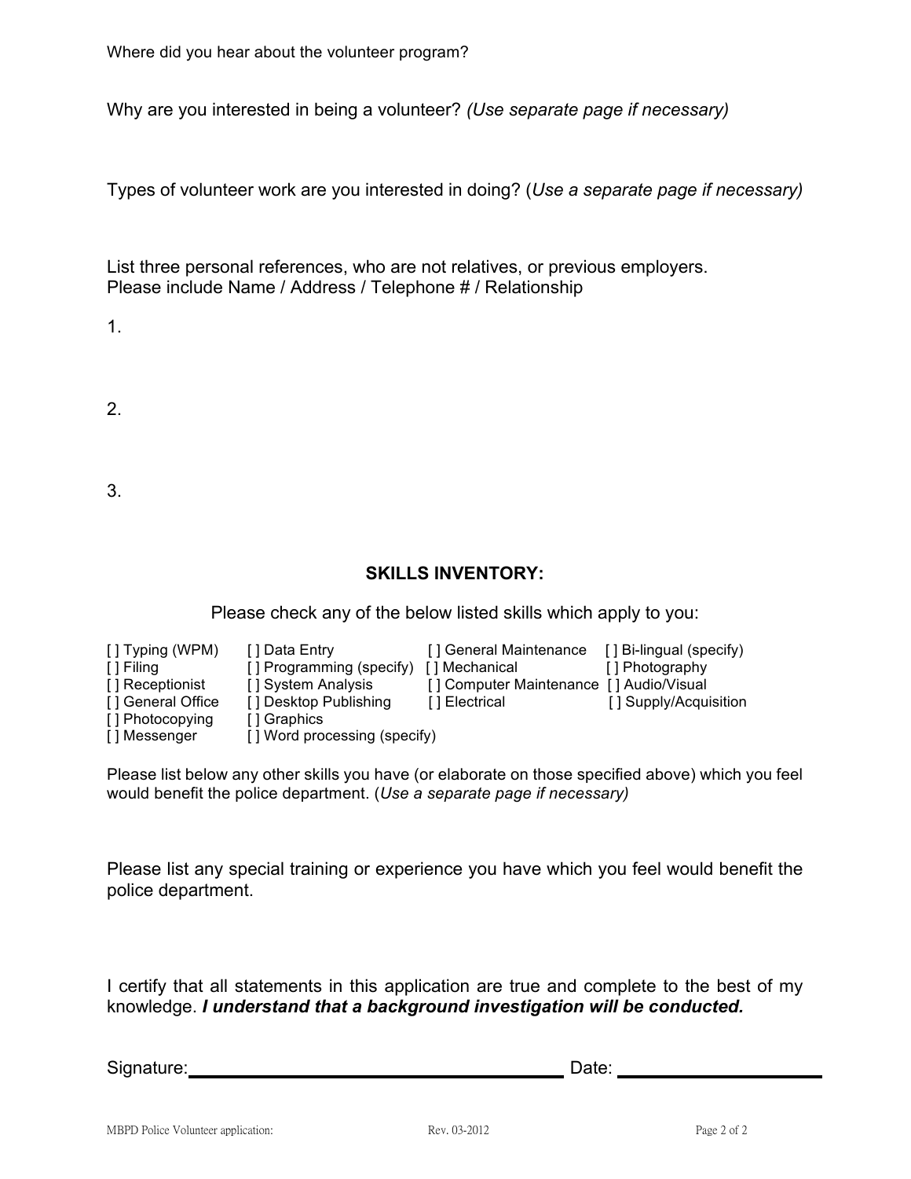Where did you hear about the volunteer program?

Why are you interested in being a volunteer? *(Use separate page if necessary)*

Types of volunteer work are you interested in doing? (*Use a separate page if necessary)*

List three personal references, who are not relatives, or previous employers.
Please include Name / Address / Telephone # / Relationship

1.

2.

3.

## SKILLS INVENTORY:

Please check any of the below listed skills which apply to you:

| | | | |
|---|---|---|---|
| [ ] Typing (WPM) | [ ] Data Entry | [ ] General Maintenance | [ ] Bi-lingual (specify) |
| [ ] Filing | [ ] Programming (specify) | [ ] Mechanical | [ ] Photography |
| [ ] Receptionist | [ ] System Analysis | [ ] Computer Maintenance | [ ] Audio/Visual |
| [ ] General Office | [ ] Desktop Publishing | [ ] Electrical | [ ] Supply/Acquisition |
| [ ] Photocopying | [ ] Graphics | | |
| [ ] Messenger | [ ] Word processing (specify) | | |

Please list below any other skills you have (or elaborate on those specified above) which you feel would benefit the police department. (*Use a separate page if necessary)*

Please list any special training or experience you have which you feel would benefit the police department.

I certify that all statements in this application are true and complete to the best of my knowledge. ***I understand that a background investigation will be conducted.***

Signature:\_\_\_\_\_\_\_\_\_\_\_\_\_\_\_\_\_\_\_\_\_\_\_\_\_\_\_\_\_\_\_\_\_\_\_\_ Date: \_\_\_\_\_\_\_\_\_\_\_\_\_\_\_\_\_\_\_\_

MBPD Police Volunteer application: Rev. 03-2012